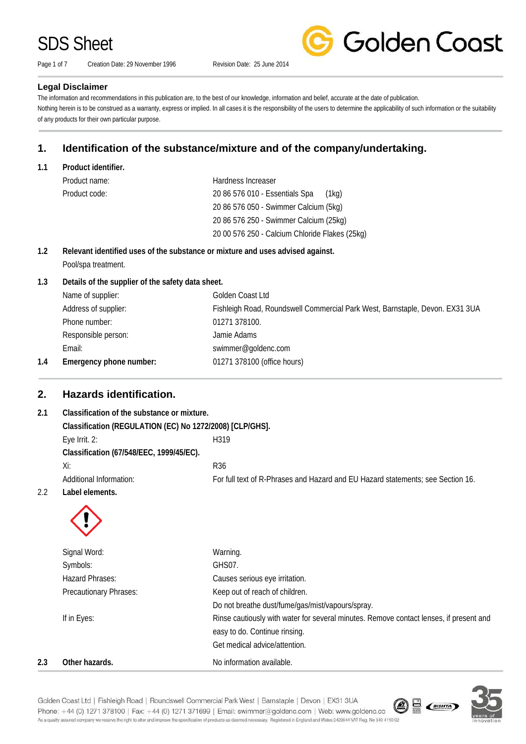# SDS Sheet

Creation Date: 29 November 1996 Revision Date: 25 June 2014

### Legal Disclaimer

The information and recommendations in this publication are, to the best of our knowledge, information and belief, accurate at the date of publication.
Nothing herein is to be construed as a warranty, express or implied. In all cases it is the responsibility of the users to determine the applicability of such information or the suitability of any products for their own particular purpose.

## 1. Identification of the substance/mixture and of the company/undertaking.

**1.1 Product identifier.**

| | |
|---|---|
| Product name: | Hardness Increaser |
| Product code: | 20 86 576 010 - Essentials Spa (1kg) |
| | 20 86 576 050 - Swimmer Calcium (5kg) |
| | 20 86 576 250 - Swimmer Calcium (25kg) |
| | 20 00 576 250 - Calcium Chloride Flakes (25kg) |

**1.2 Relevant identified uses of the substance or mixture and uses advised against.**

Pool/spa treatment.

**1.3 Details of the supplier of the safety data sheet.**

| | |
|---|---|
| Name of supplier: | Golden Coast Ltd |
| Address of supplier: | Fishleigh Road, Roundswell Commercial Park West, Barnstaple, Devon. EX31 3UA |
| Phone number: | 01271 378100. |
| Responsible person: | Jamie Adams |
| Email: | swimmer@goldenc.com |

**1.4 Emergency phone number:** 01271 378100 (office hours)

## 2. Hazards identification.

**2.1 Classification of the substance or mixture.**

**Classification (REGULATION (EC) No 1272/2008) [CLP/GHS].**

| | |
|---|---|
| Eye Irrit. 2: | H319 |

**Classification (67/548/EEC, 1999/45/EC).**

| | |
|---|---|
| Xi: | R36 |
| Additional Information: | For full text of R-Phrases and Hazard and EU Hazard statements; see Section 16. |

**2.2 Label elements.**

| | |
|---|---|
| Signal Word: | Warning. |
| Symbols: | GHS07. |
| Hazard Phrases: | Causes serious eye irritation. |
| Precautionary Phrases: | Keep out of reach of children. |
| | Do not breathe dust/fume/gas/mist/vapours/spray. |
| If in Eyes: | Rinse cautiously with water for several minutes. Remove contact lenses, if present and easy to do. Continue rinsing. |
| | Get medical advice/attention. |

**2.3 Other hazards.** No information available.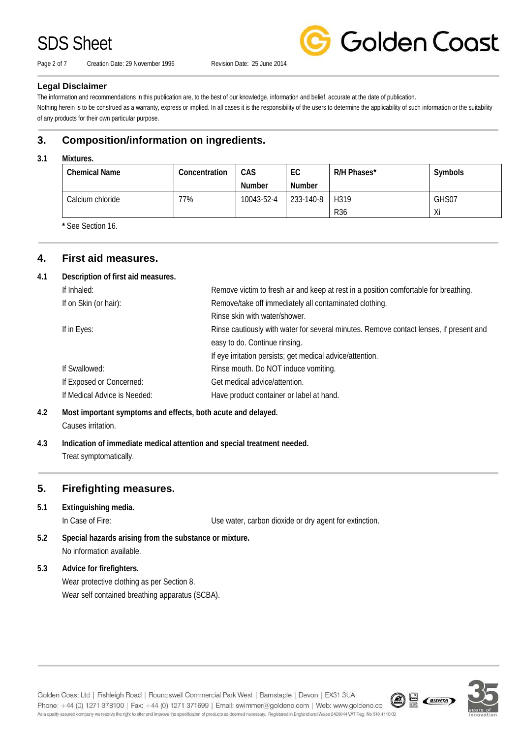### Legal Disclaimer

The information and recommendations in this publication are, to the best of our knowledge, information and belief, accurate at the date of publication.

Nothing herein is to be construed as a warranty, express or implied. In all cases it is the responsibility of the users to determine the applicability of such information or the suitability of any products for their own particular purpose.

## 3. Composition/information on ingredients.

### 3.1 Mixtures.

| Chemical Name | Concentration | CAS Number | EC Number | R/H Phases* | Symbols |
|---|---|---|---|---|---|
| Calcium chloride | 77% | 10043-52-4 | 233-140-8 | H319<br>R36 | GHS07<br>Xi |

**\*** See Section 16.

## 4. First aid measures.

### 4.1 Description of first aid measures.

| | |
|---|---|
| If Inhaled: | Remove victim to fresh air and keep at rest in a position comfortable for breathing. |
| If on Skin (or hair): | Remove/take off immediately all contaminated clothing.<br>Rinse skin with water/shower. |
| If in Eyes: | Rinse cautiously with water for several minutes. Remove contact lenses, if present and easy to do. Continue rinsing.<br>If eye irritation persists; get medical advice/attention. |
| If Swallowed: | Rinse mouth. Do NOT induce vomiting. |
| If Exposed or Concerned: | Get medical advice/attention. |
| If Medical Advice is Needed: | Have product container or label at hand. |

### 4.2 Most important symptoms and effects, both acute and delayed.

Causes irritation.

### 4.3 Indication of immediate medical attention and special treatment needed.

Treat symptomatically.

## 5. Firefighting measures.

### 5.1 Extinguishing media.

In Case of Fire: Use water, carbon dioxide or dry agent for extinction.

### 5.2 Special hazards arising from the substance or mixture.

No information available.

### 5.3 Advice for firefighters.

Wear protective clothing as per Section 8.

Wear self contained breathing apparatus (SCBA).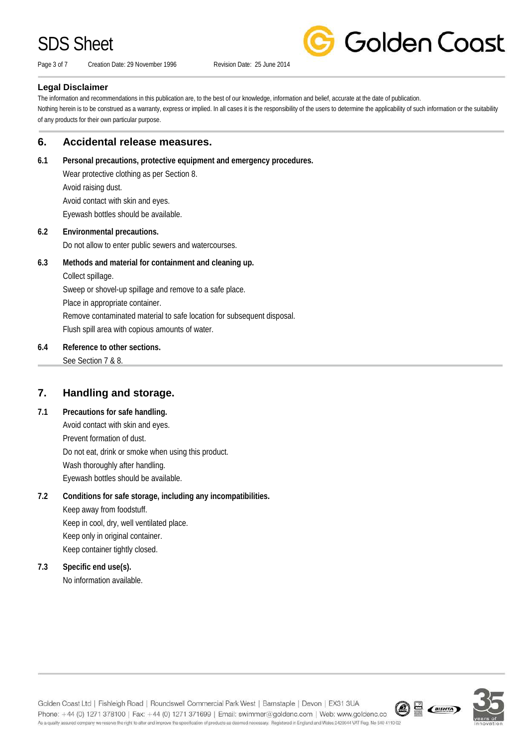## Legal Disclaimer

The information and recommendations in this publication are, to the best of our knowledge, information and belief, accurate at the date of publication.

Nothing herein is to be construed as a warranty, express or implied. In all cases it is the responsibility of the users to determine the applicability of such information or the suitability of any products for their own particular purpose.

## 6. Accidental release measures.

### 6.1 Personal precautions, protective equipment and emergency procedures.

Wear protective clothing as per Section 8.

Avoid raising dust.

Avoid contact with skin and eyes.

Eyewash bottles should be available.

### 6.2 Environmental precautions.

Do not allow to enter public sewers and watercourses.

### 6.3 Methods and material for containment and cleaning up.

Collect spillage.

Sweep or shovel-up spillage and remove to a safe place.

Place in appropriate container.

Remove contaminated material to safe location for subsequent disposal.

Flush spill area with copious amounts of water.

### 6.4 Reference to other sections.

See Section 7 & 8.

## 7. Handling and storage.

### 7.1 Precautions for safe handling.

Avoid contact with skin and eyes.

Prevent formation of dust.

Do not eat, drink or smoke when using this product.

Wash thoroughly after handling.

Eyewash bottles should be available.

### 7.2 Conditions for safe storage, including any incompatibilities.

Keep away from foodstuff.

Keep in cool, dry, well ventilated place.

Keep only in original container.

Keep container tightly closed.

### 7.3 Specific end use(s).

No information available.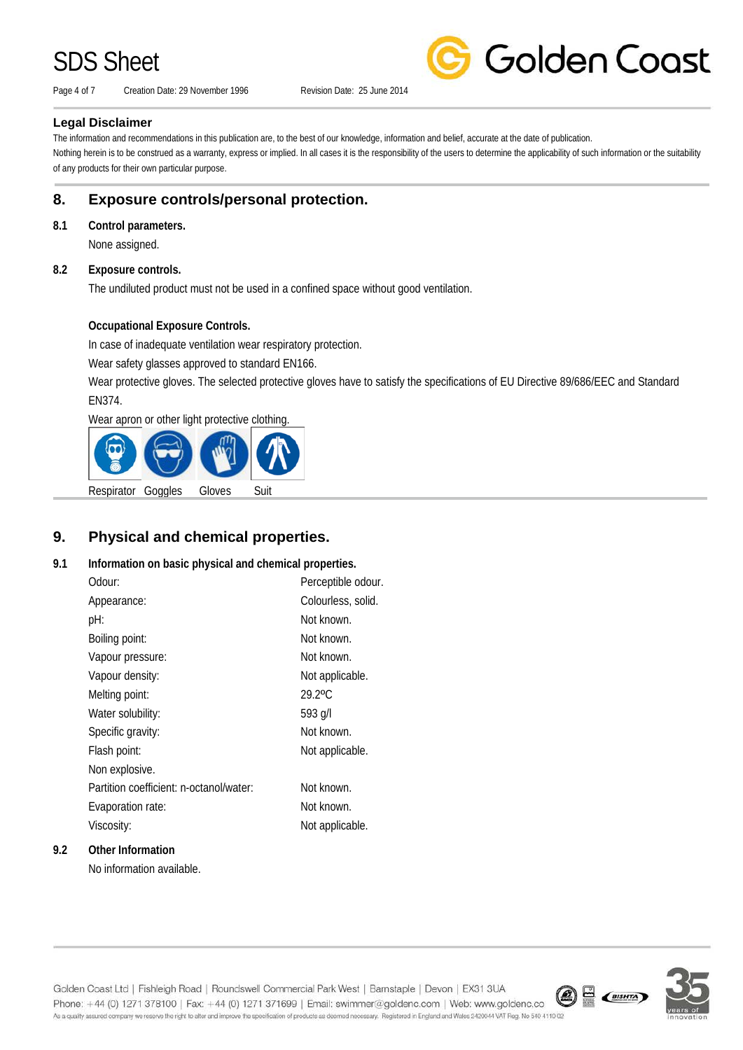## Legal Disclaimer

The information and recommendations in this publication are, to the best of our knowledge, information and belief, accurate at the date of publication.
Nothing herein is to be construed as a warranty, express or implied. In all cases it is the responsibility of the users to determine the applicability of such information or the suitability of any products for their own particular purpose.

## 8. Exposure controls/personal protection.

### 8.1 Control parameters.

None assigned.

### 8.2 Exposure controls.

The undiluted product must not be used in a confined space without good ventilation.

**Occupational Exposure Controls.**

In case of inadequate ventilation wear respiratory protection.

Wear safety glasses approved to standard EN166.

Wear protective gloves. The selected protective gloves have to satisfy the specifications of EU Directive 89/686/EEC and Standard EN374.

Wear apron or other light protective clothing.

Respirator Goggles Gloves Suit

## 9. Physical and chemical properties.

### 9.1 Information on basic physical and chemical properties.

| | |
|---|---|
| Odour: | Perceptible odour. |
| Appearance: | Colourless, solid. |
| pH: | Not known. |
| Boiling point: | Not known. |
| Vapour pressure: | Not known. |
| Vapour density: | Not applicable. |
| Melting point: | 29.2ºC |
| Water solubility: | 593 g/l |
| Specific gravity: | Not known. |
| Flash point: | Not applicable. |
| Non explosive. | |
| Partition coefficient: n-octanol/water: | Not known. |
| Evaporation rate: | Not known. |
| Viscosity: | Not applicable. |

### 9.2 Other Information

No information available.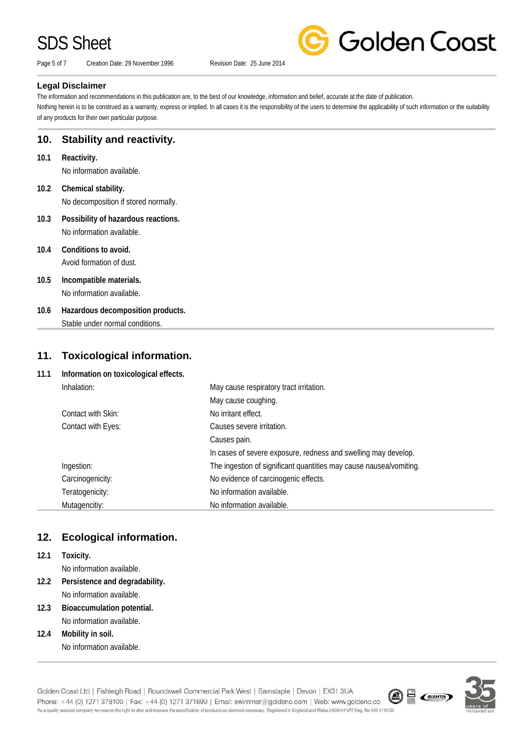## Legal Disclaimer

The information and recommendations in this publication are, to the best of our knowledge, information and belief, accurate at the date of publication.
Nothing herein is to be construed as a warranty, express or implied. In all cases it is the responsibility of the users to determine the applicability of such information or the suitability of any products for their own particular purpose.

## 10. Stability and reactivity.

**10.1 Reactivity.**
No information available.

**10.2 Chemical stability.**
No decomposition if stored normally.

**10.3 Possibility of hazardous reactions.**
No information available.

**10.4 Conditions to avoid.**
Avoid formation of dust.

**10.5 Incompatible materials.**
No information available.

**10.6 Hazardous decomposition products.**
Stable under normal conditions.

## 11. Toxicological information.

**11.1 Information on toxicological effects.**

| | |
|---|---|
| Inhalation: | May cause respiratory tract irritation. |
| | May cause coughing. |
| Contact with Skin: | No irritant effect. |
| Contact with Eyes: | Causes severe irritation. |
| | Causes pain. |
| | In cases of severe exposure, redness and swelling may develop. |
| Ingestion: | The ingestion of significant quantities may cause nausea/vomiting. |
| Carcinogenicity: | No evidence of carcinogenic effects. |
| Teratogenicity: | No information available. |
| Mutagencitiy: | No information available. |

## 12. Ecological information.

**12.1 Toxicity.**
No information available.

**12.2 Persistence and degradability.**
No information available.

**12.3 Bioaccumulation potential.**
No information available.

**12.4 Mobility in soil.**
No information available.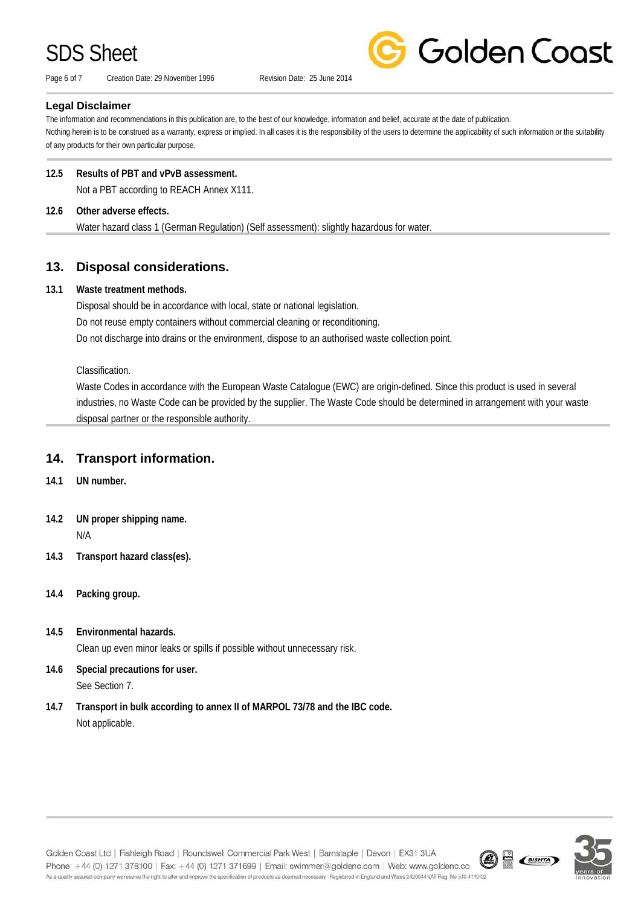## Legal Disclaimer

The information and recommendations in this publication are, to the best of our knowledge, information and belief, accurate at the date of publication.
Nothing herein is to be construed as a warranty, express or implied. In all cases it is the responsibility of the users to determine the applicability of such information or the suitability of any products for their own particular purpose.

**12.5 Results of PBT and vPvB assessment.**

Not a PBT according to REACH Annex X111.

**12.6 Other adverse effects.**

Water hazard class 1 (German Regulation) (Self assessment): slightly hazardous for water.

## 13. Disposal considerations.

**13.1 Waste treatment methods.**

Disposal should be in accordance with local, state or national legislation.
Do not reuse empty containers without commercial cleaning or reconditioning.
Do not discharge into drains or the environment, dispose to an authorised waste collection point.

Classification.
Waste Codes in accordance with the European Waste Catalogue (EWC) are origin-defined. Since this product is used in several industries, no Waste Code can be provided by the supplier. The Waste Code should be determined in arrangement with your waste disposal partner or the responsible authority.

## 14. Transport information.

**14.1 UN number.**

**14.2 UN proper shipping name.**

N/A

**14.3 Transport hazard class(es).**

**14.4 Packing group.**

**14.5 Environmental hazards.**

Clean up even minor leaks or spills if possible without unnecessary risk.

**14.6 Special precautions for user.**

See Section 7.

**14.7 Transport in bulk according to annex II of MARPOL 73/78 and the IBC code.**

Not applicable.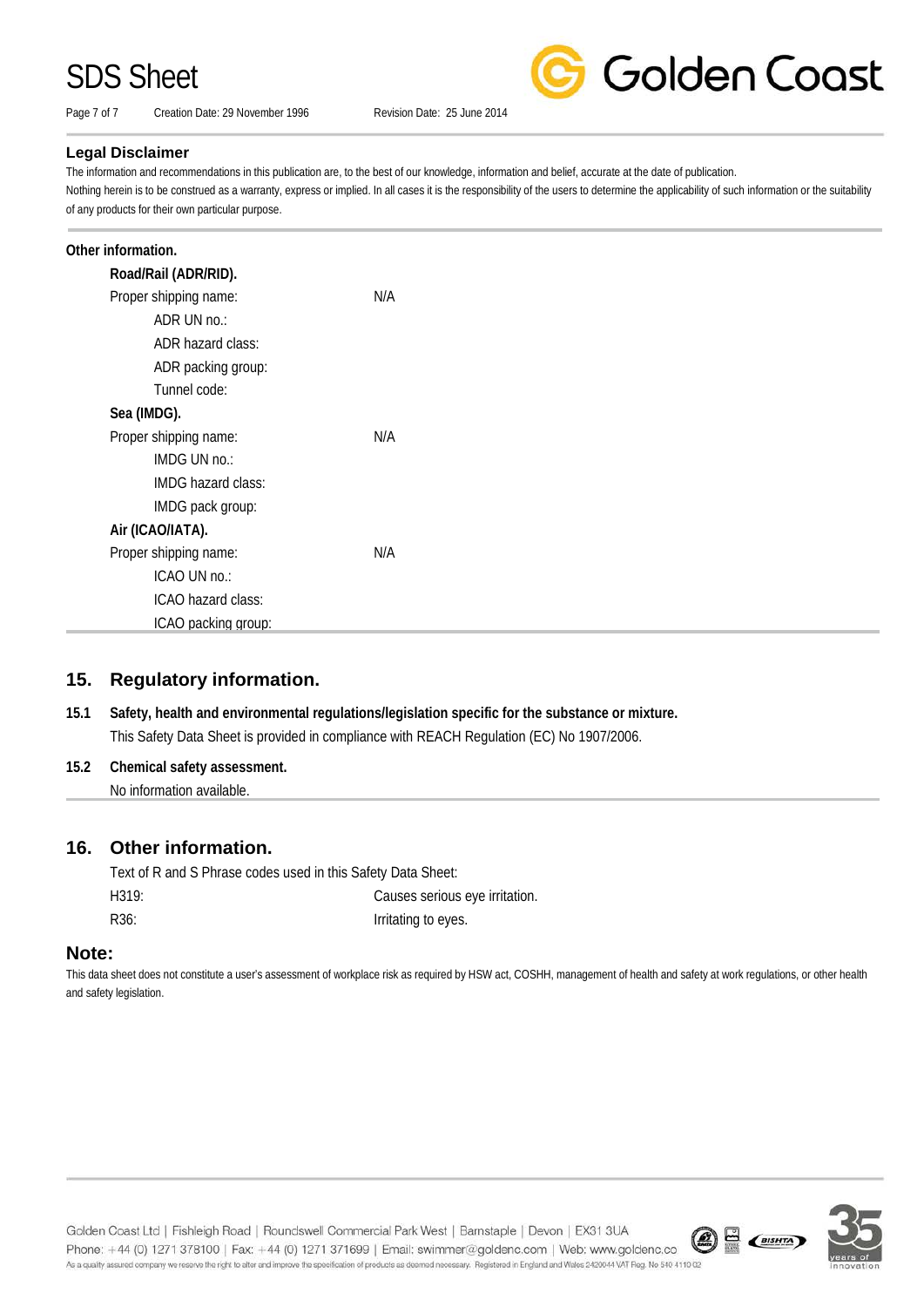### Legal Disclaimer

The information and recommendations in this publication are, to the best of our knowledge, information and belief, accurate at the date of publication.

Nothing herein is to be construed as a warranty, express or implied. In all cases it is the responsibility of the users to determine the applicability of such information or the suitability of any products for their own particular purpose.

**Other information.**

**Road/Rail (ADR/RID).**

| | |
|---|---|
| Proper shipping name: | N/A |
| ADR UN no.: | |
| ADR hazard class: | |
| ADR packing group: | |
| Tunnel code: | |

**Sea (IMDG).**

| | |
|---|---|
| Proper shipping name: | N/A |
| IMDG UN no.: | |
| IMDG hazard class: | |
| IMDG pack group: | |

**Air (ICAO/IATA).**

| | |
|---|---|
| Proper shipping name: | N/A |
| ICAO UN no.: | |
| ICAO hazard class: | |
| ICAO packing group: | |

## 15. Regulatory information.

**15.1 Safety, health and environmental regulations/legislation specific for the substance or mixture.**

This Safety Data Sheet is provided in compliance with REACH Regulation (EC) No 1907/2006.

**15.2 Chemical safety assessment.**

No information available.

## 16. Other information.

Text of R and S Phrase codes used in this Safety Data Sheet:

| | |
|---|---|
| H319: | Causes serious eye irritation. |
| R36: | Irritating to eyes. |

## Note:

This data sheet does not constitute a user's assessment of workplace risk as required by HSW act, COSHH, management of health and safety at work regulations, or other health and safety legislation.

Golden Coast Ltd | Fishleigh Road | Roundswell Commercial Park West | Barnstaple | Devon | EX31 3UA

Phone: +44 (0) 1271 378100 | Fax: +44 (0) 1271 371699 | Email: swimmer@goldenc.com | Web: www.goldenc.co

As a quality assured company we reserve the right to alter and improve the specification of products as deemed necessary. Registered in England and Wales 2420044 VAT Reg. No 540 4110 02